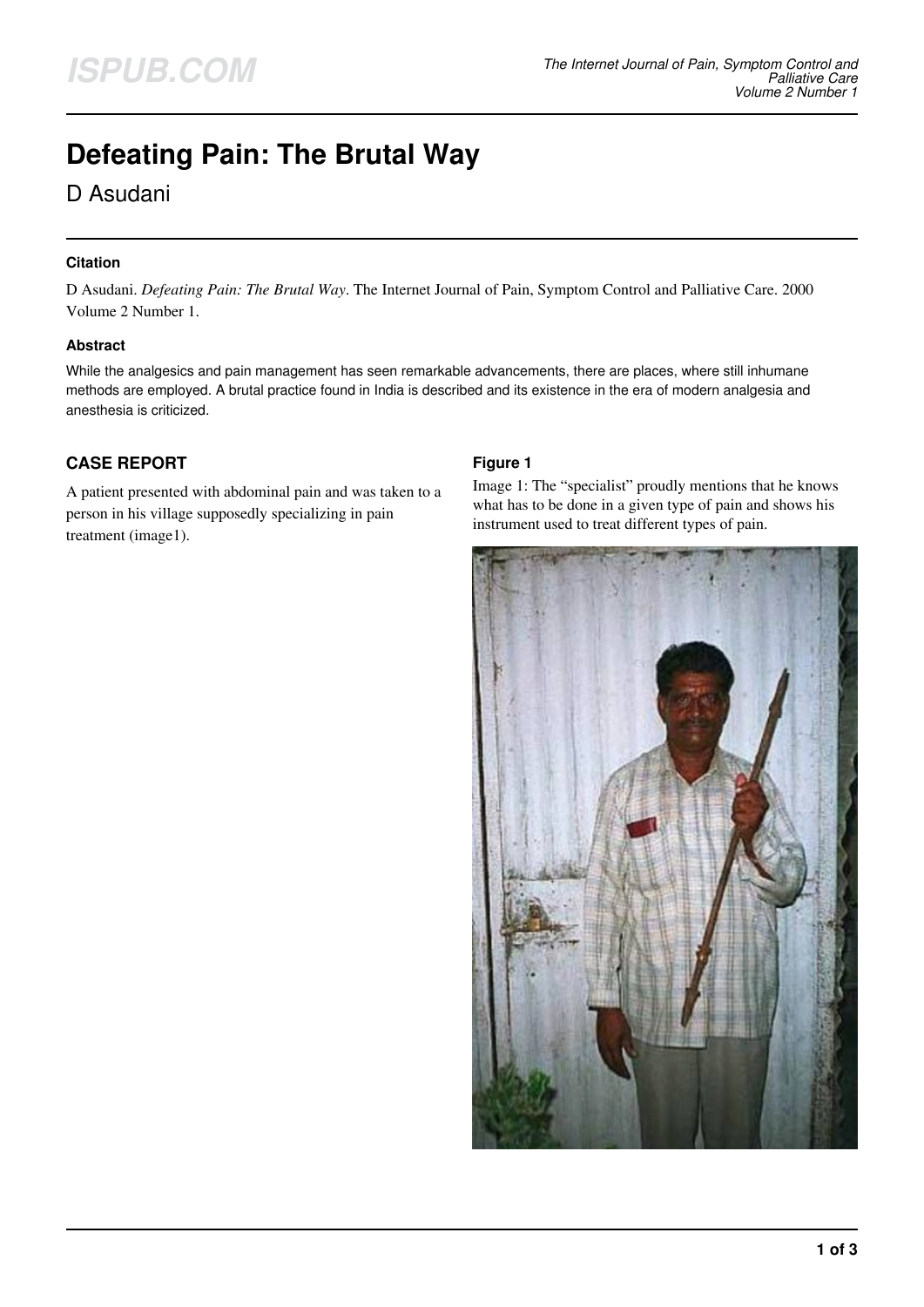# Defeating Pain: The Brutal Way

D Asudani

### Citation

D Asudani. *Defeating Pain: The Brutal Way*. The Internet Journal of Pain, Symptom Control and Palliative Care. 2000 Volume 2 Number 1.

### Abstract

While the analgesics and pain management has seen remarkable advancements, there are places, where still inhumane methods are employed. A brutal practice found in India is described and its existence in the era of modern analgesia and anesthesia is criticized.

## CASE REPORT

A patient presented with abdominal pain and was taken to a person in his village supposedly specializing in pain treatment (image1).

### Figure 1

Image 1: The "specialist" proudly mentions that he knows what has to be done in a given type of pain and shows his instrument used to treat different types of pain.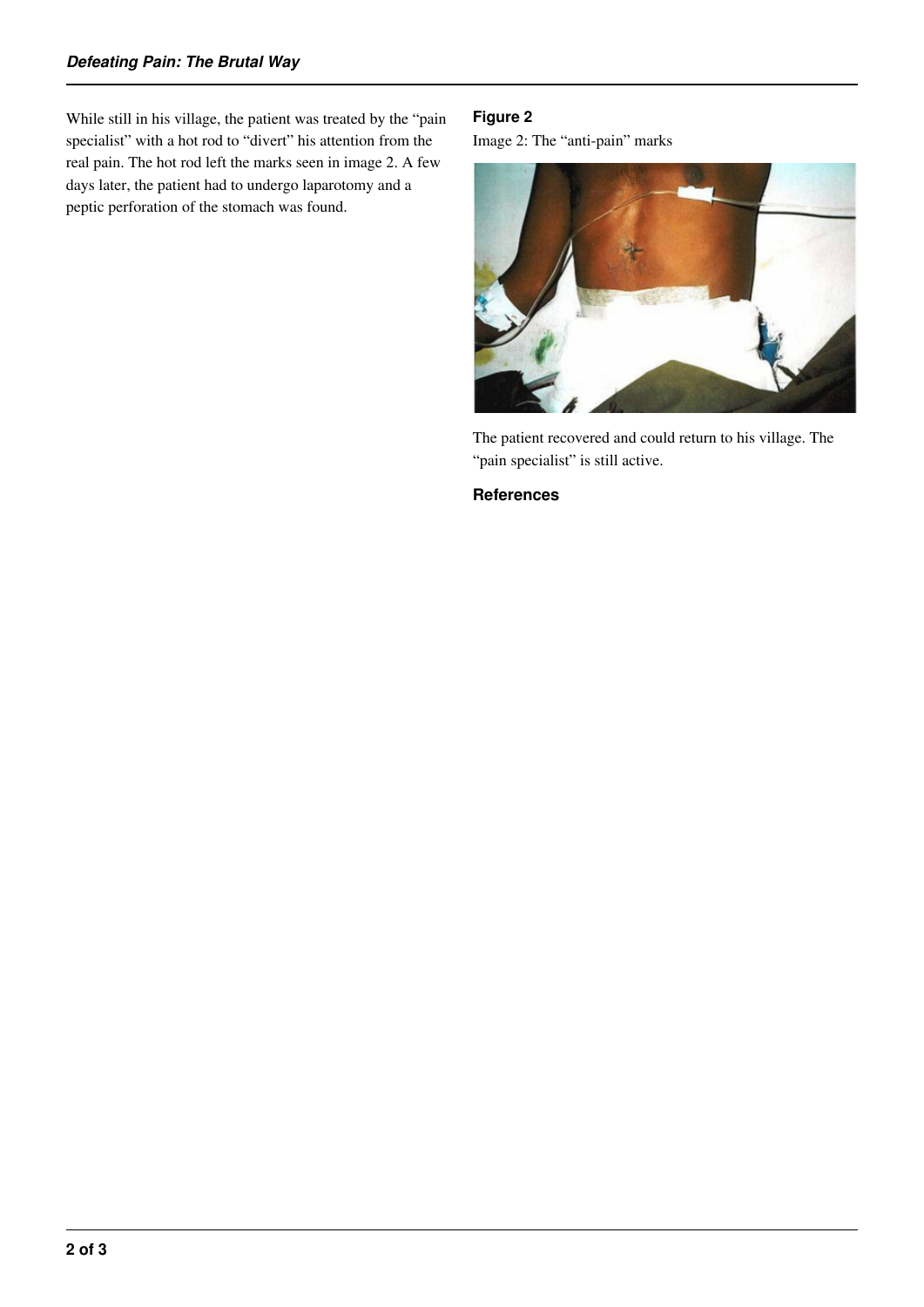While still in his village, the patient was treated by the "pain specialist" with a hot rod to "divert" his attention from the real pain. The hot rod left the marks seen in image 2. A few days later, the patient had to undergo laparotomy and a peptic perforation of the stomach was found.

**Figure 2**

Image 2: The "anti-pain" marks

The patient recovered and could return to his village. The "pain specialist" is still active.

### References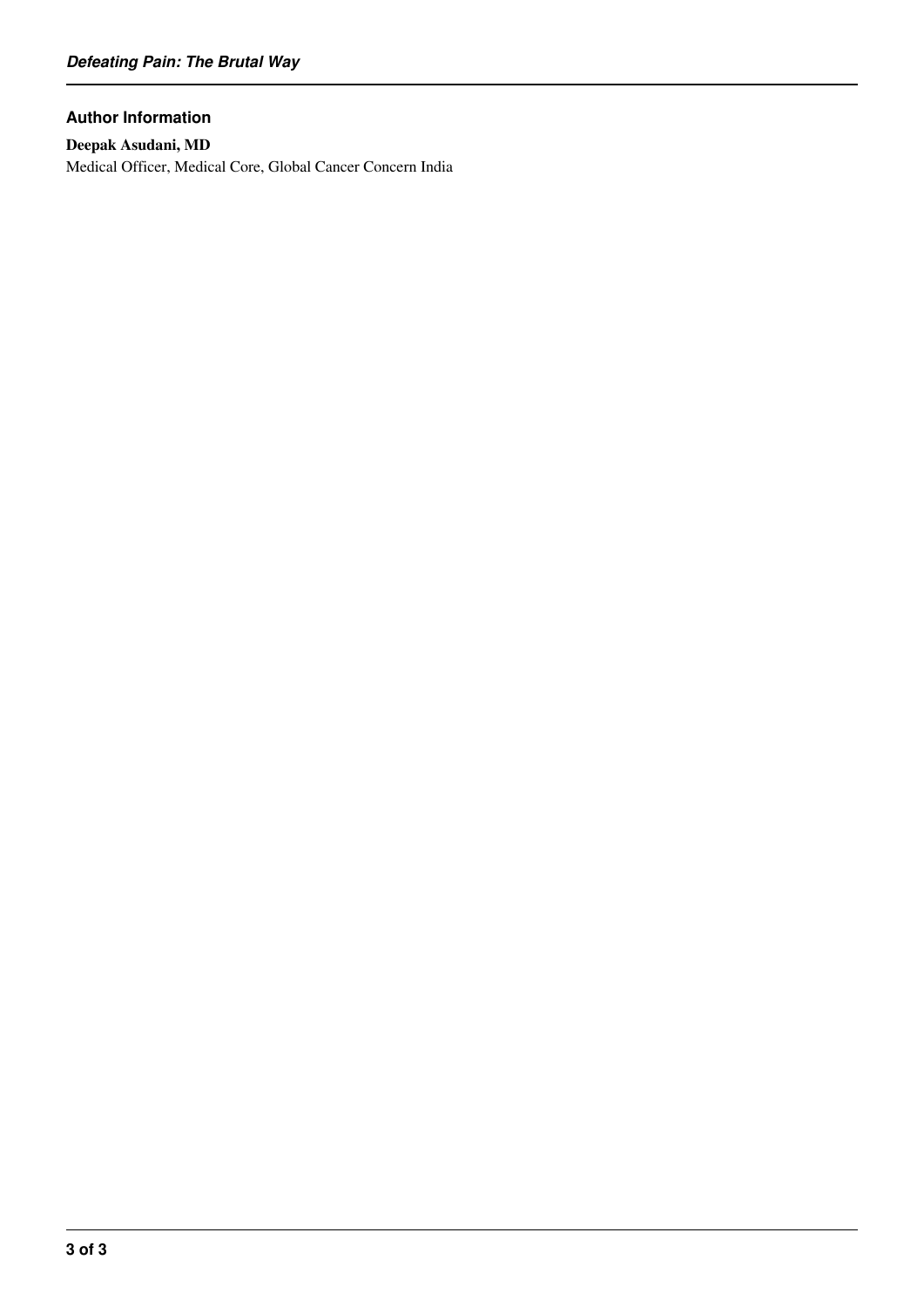## Author Information

**Deepak Asudani, MD**
Medical Officer, Medical Core, Global Cancer Concern India